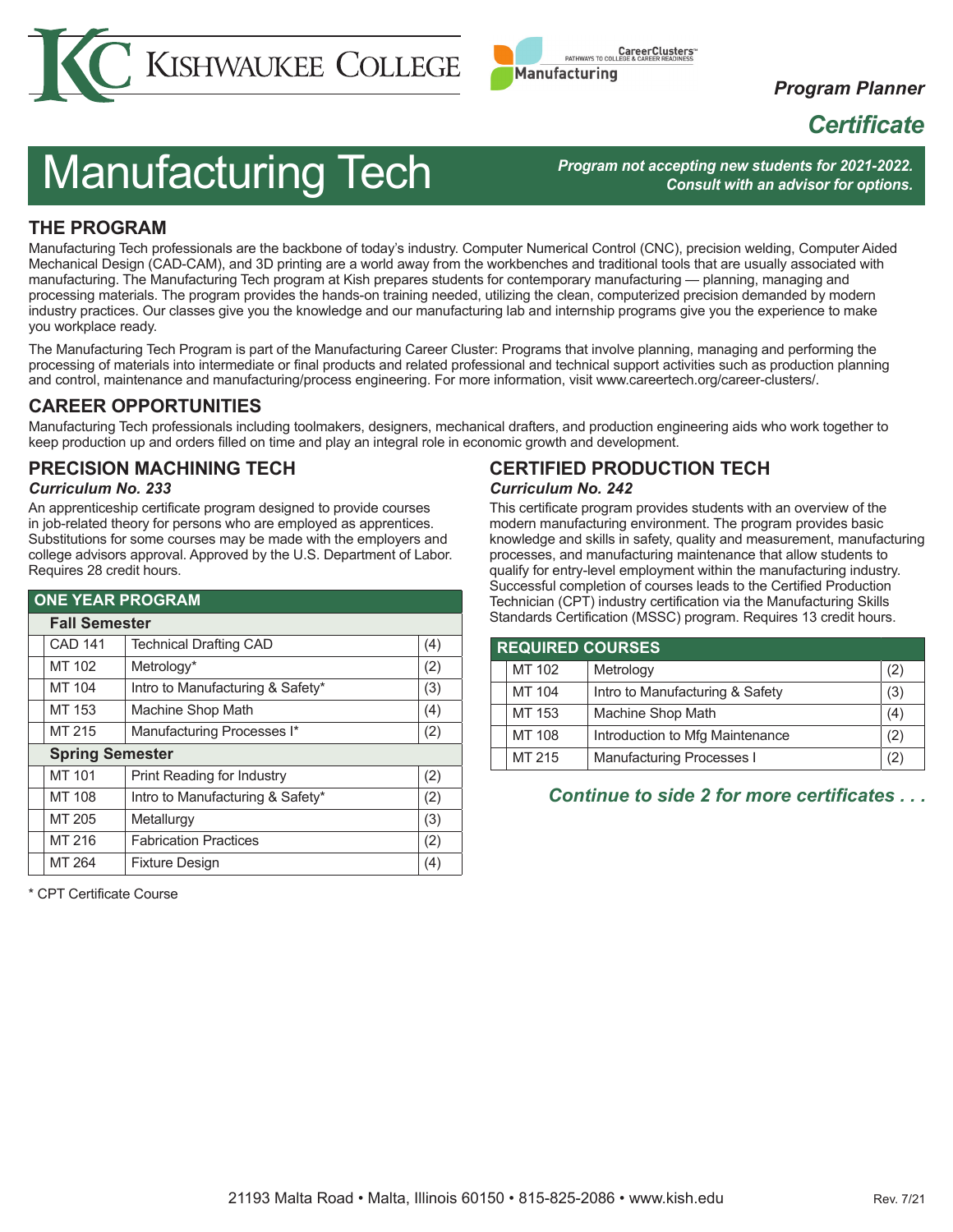Kishwaukee College

CareerClusters™ — Pathways to College & Career Readiness — Manufacturing

*Program Planner*

***Certificate***

# Manufacturing Tech

***Program not accepting new students for 2021-2022. Consult with an advisor for options.***

## THE PROGRAM

Manufacturing Tech professionals are the backbone of today's industry. Computer Numerical Control (CNC), precision welding, Computer Aided Mechanical Design (CAD-CAM), and 3D printing are a world away from the workbenches and traditional tools that are usually associated with manufacturing. The Manufacturing Tech program at Kish prepares students for contemporary manufacturing — planning, managing and processing materials. The program provides the hands-on training needed, utilizing the clean, computerized precision demanded by modern industry practices. Our classes give you the knowledge and our manufacturing lab and internship programs give you the experience to make you workplace ready.

The Manufacturing Tech Program is part of the Manufacturing Career Cluster: Programs that involve planning, managing and performing the processing of materials into intermediate or final products and related professional and technical support activities such as production planning and control, maintenance and manufacturing/process engineering. For more information, visit www.careertech.org/career-clusters/.

## CAREER OPPORTUNITIES

Manufacturing Tech professionals including toolmakers, designers, mechanical drafters, and production engineering aids who work together to keep production up and orders filled on time and play an integral role in economic growth and development.

## PRECISION MACHINING TECH

***Curriculum No. 233***

An apprenticeship certificate program designed to provide courses in job-related theory for persons who are employed as apprentices. Substitutions for some courses may be made with the employers and college advisors approval. Approved by the U.S. Department of Labor. Requires 28 credit hours.

| ONE YEAR PROGRAM | | |
|---|---|---|
| **Fall Semester** | | |
| CAD 141 | Technical Drafting CAD | (4) |
| MT 102 | Metrology* | (2) |
| MT 104 | Intro to Manufacturing & Safety* | (3) |
| MT 153 | Machine Shop Math | (4) |
| MT 215 | Manufacturing Processes I* | (2) |
| **Spring Semester** | | |
| MT 101 | Print Reading for Industry | (2) |
| MT 108 | Intro to Manufacturing & Safety* | (2) |
| MT 205 | Metallurgy | (3) |
| MT 216 | Fabrication Practices | (2) |
| MT 264 | Fixture Design | (4) |

\* CPT Certificate Course

## CERTIFIED PRODUCTION TECH

***Curriculum No. 242***

This certificate program provides students with an overview of the modern manufacturing environment. The program provides basic knowledge and skills in safety, quality and measurement, manufacturing processes, and manufacturing maintenance that allow students to qualify for entry-level employment within the manufacturing industry. Successful completion of courses leads to the Certified Production Technician (CPT) industry certification via the Manufacturing Skills Standards Certification (MSSC) program. Requires 13 credit hours.

| REQUIRED COURSES | | |
|---|---|---|
| MT 102 | Metrology | (2) |
| MT 104 | Intro to Manufacturing & Safety | (3) |
| MT 153 | Machine Shop Math | (4) |
| MT 108 | Introduction to Mfg Maintenance | (2) |
| MT 215 | Manufacturing Processes I | (2) |

***Continue to side 2 for more certificates . . .***

21193 Malta Road • Malta, Illinois 60150 • 815-825-2086 • www.kish.edu

Rev. 7/21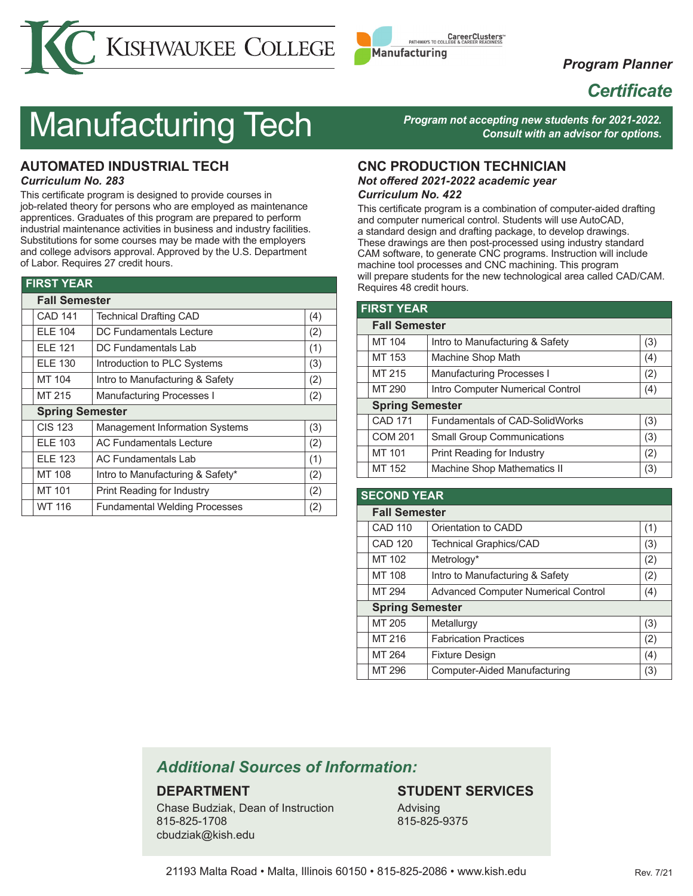Program Planner

*Certificate*

# Manufacturing Tech

***Program not accepting new students for 2021-2022. Consult with an advisor for options.***

## AUTOMATED INDUSTRIAL TECH

***Curriculum No. 283***

This certificate program is designed to provide courses in job-related theory for persons who are employed as maintenance apprentices. Graduates of this program are prepared to perform industrial maintenance activities in business and industry facilities. Substitutions for some courses may be made with the employers and college advisors approval. Approved by the U.S. Department of Labor. Requires 27 credit hours.

| FIRST YEAR | | | |
|---|---|---|---|
| **Fall Semester** | | | |
| | CAD 141 | Technical Drafting CAD | (4) |
| | ELE 104 | DC Fundamentals Lecture | (2) |
| | ELE 121 | DC Fundamentals Lab | (1) |
| | ELE 130 | Introduction to PLC Systems | (3) |
| | MT 104 | Intro to Manufacturing & Safety | (2) |
| | MT 215 | Manufacturing Processes I | (2) |
| **Spring Semester** | | | |
| | CIS 123 | Management Information Systems | (3) |
| | ELE 103 | AC Fundamentals Lecture | (2) |
| | ELE 123 | AC Fundamentals Lab | (1) |
| | MT 108 | Intro to Manufacturing & Safety* | (2) |
| | MT 101 | Print Reading for Industry | (2) |
| | WT 116 | Fundamental Welding Processes | (2) |

## CNC PRODUCTION TECHNICIAN

***Not offered 2021-2022 academic year***

***Curriculum No. 422***

This certificate program is a combination of computer-aided drafting and computer numerical control. Students will use AutoCAD, a standard design and drafting package, to develop drawings. These drawings are then post-processed using industry standard CAM software, to generate CNC programs. Instruction will include machine tool processes and CNC machining. This program will prepare students for the new technological area called CAD/CAM. Requires 48 credit hours.

| FIRST YEAR | | | |
|---|---|---|---|
| **Fall Semester** | | | |
| | MT 104 | Intro to Manufacturing & Safety | (3) |
| | MT 153 | Machine Shop Math | (4) |
| | MT 215 | Manufacturing Processes I | (2) |
| | MT 290 | Intro Computer Numerical Control | (4) |
| **Spring Semester** | | | |
| | CAD 171 | Fundamentals of CAD-SolidWorks | (3) |
| | COM 201 | Small Group Communications | (3) |
| | MT 101 | Print Reading for Industry | (2) |
| | MT 152 | Machine Shop Mathematics II | (3) |

| SECOND YEAR | | | |
|---|---|---|---|
| **Fall Semester** | | | |
| | CAD 110 | Orientation to CADD | (1) |
| | CAD 120 | Technical Graphics/CAD | (3) |
| | MT 102 | Metrology* | (2) |
| | MT 108 | Intro to Manufacturing & Safety | (2) |
| | MT 294 | Advanced Computer Numerical Control | (4) |
| **Spring Semester** | | | |
| | MT 205 | Metallurgy | (3) |
| | MT 216 | Fabrication Practices | (2) |
| | MT 264 | Fixture Design | (4) |
| | MT 296 | Computer-Aided Manufacturing | (3) |

## *Additional Sources of Information:*

### DEPARTMENT

Chase Budziak, Dean of Instruction
815-825-1708
cbudziak@kish.edu

### STUDENT SERVICES

Advising
815-825-9375

21193 Malta Road • Malta, Illinois 60150 • 815-825-2086 • www.kish.edu

Rev. 7/21